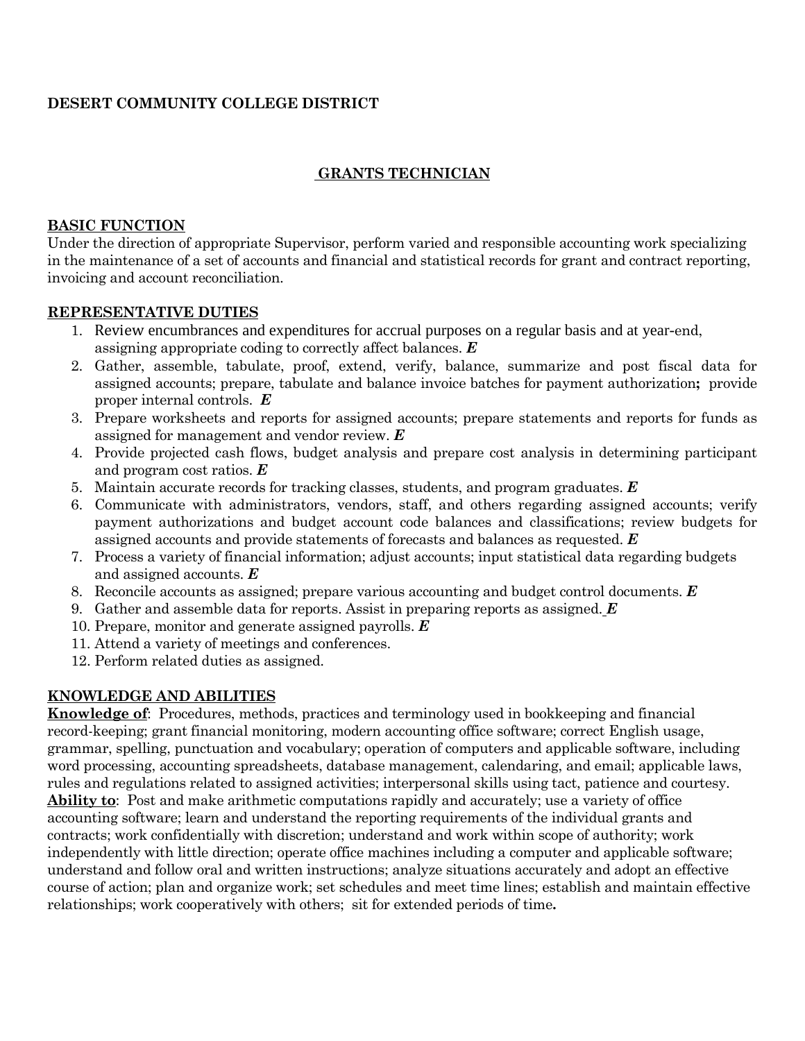**DESERT COMMUNITY COLLEGE DISTRICT**

# GRANTS TECHNICIAN

## BASIC FUNCTION

Under the direction of appropriate Supervisor, perform varied and responsible accounting work specializing in the maintenance of a set of accounts and financial and statistical records for grant and contract reporting, invoicing and account reconciliation.

## REPRESENTATIVE DUTIES

1. Review encumbrances and expenditures for accrual purposes on a regular basis and at year-end, assigning appropriate coding to correctly affect balances. ***E***
2. Gather, assemble, tabulate, proof, extend, verify, balance, summarize and post fiscal data for assigned accounts; prepare, tabulate and balance invoice batches for payment authorization**;** provide proper internal controls. ***E***
3. Prepare worksheets and reports for assigned accounts; prepare statements and reports for funds as assigned for management and vendor review. ***E***
4. Provide projected cash flows, budget analysis and prepare cost analysis in determining participant and program cost ratios. ***E***
5. Maintain accurate records for tracking classes, students, and program graduates. ***E***
6. Communicate with administrators, vendors, staff, and others regarding assigned accounts; verify payment authorizations and budget account code balances and classifications; review budgets for assigned accounts and provide statements of forecasts and balances as requested. ***E***
7. Process a variety of financial information; adjust accounts; input statistical data regarding budgets and assigned accounts. ***E***
8. Reconcile accounts as assigned; prepare various accounting and budget control documents. ***E***
9. Gather and assemble data for reports. Assist in preparing reports as assigned. ***E***
10. Prepare, monitor and generate assigned payrolls. ***E***
11. Attend a variety of meetings and conferences.
12. Perform related duties as assigned.

## KNOWLEDGE AND ABILITIES

**Knowledge of**: Procedures, methods, practices and terminology used in bookkeeping and financial record-keeping; grant financial monitoring, modern accounting office software; correct English usage, grammar, spelling, punctuation and vocabulary; operation of computers and applicable software, including word processing, accounting spreadsheets, database management, calendaring, and email; applicable laws, rules and regulations related to assigned activities; interpersonal skills using tact, patience and courtesy.

**Ability to**: Post and make arithmetic computations rapidly and accurately; use a variety of office accounting software; learn and understand the reporting requirements of the individual grants and contracts; work confidentially with discretion; understand and work within scope of authority; work independently with little direction; operate office machines including a computer and applicable software; understand and follow oral and written instructions; analyze situations accurately and adopt an effective course of action; plan and organize work; set schedules and meet time lines; establish and maintain effective relationships; work cooperatively with others; sit for extended periods of time**.**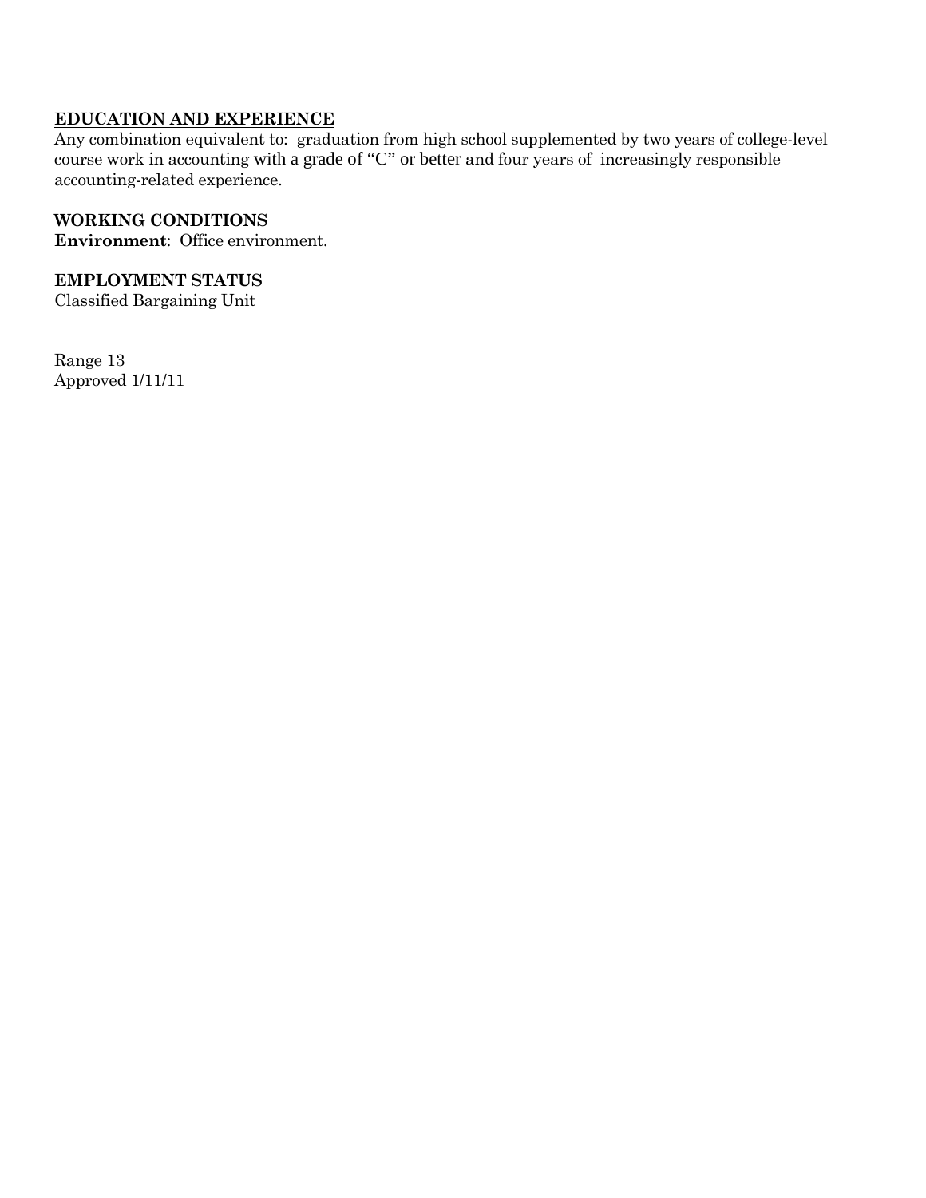**EDUCATION AND EXPERIENCE**

Any combination equivalent to: graduation from high school supplemented by two years of college-level course work in accounting with a grade of "C" or better and four years of increasingly responsible accounting-related experience.

**WORKING CONDITIONS**

**Environment**: Office environment.

**EMPLOYMENT STATUS**

Classified Bargaining Unit

Range 13
Approved 1/11/11